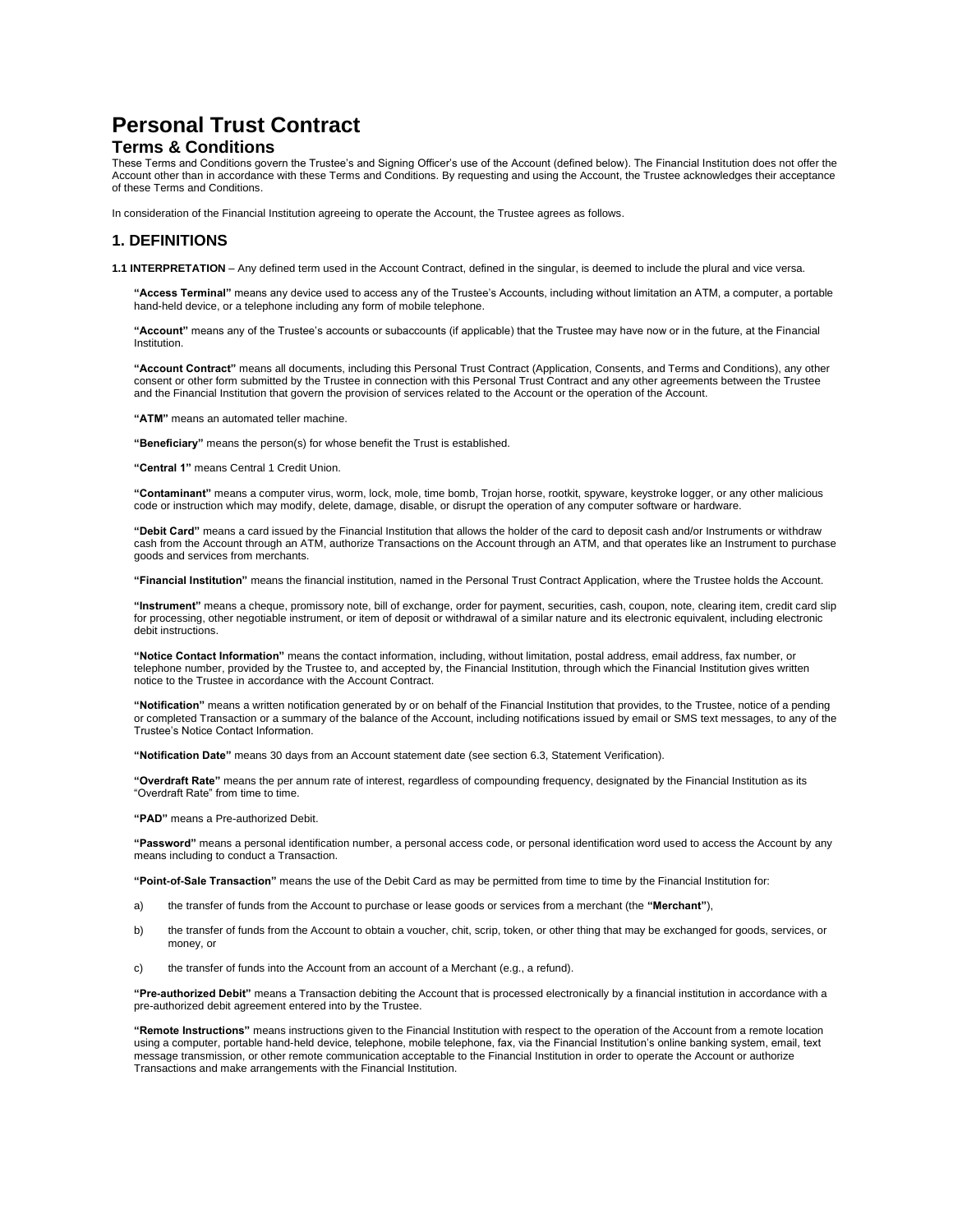# Personal Trust Contract

## Terms & Conditions

These Terms and Conditions govern the Trustee's and Signing Officer's use of the Account (defined below). The Financial Institution does not offer the Account other than in accordance with these Terms and Conditions. By requesting and using the Account, the Trustee acknowledges their acceptance of these Terms and Conditions.

In consideration of the Financial Institution agreeing to operate the Account, the Trustee agrees as follows.

## 1. DEFINITIONS

**1.1 INTERPRETATION** – Any defined term used in the Account Contract, defined in the singular, is deemed to include the plural and vice versa.

**"Access Terminal"** means any device used to access any of the Trustee's Accounts, including without limitation an ATM, a computer, a portable hand-held device, or a telephone including any form of mobile telephone.

**"Account"** means any of the Trustee's accounts or subaccounts (if applicable) that the Trustee may have now or in the future, at the Financial Institution.

**"Account Contract"** means all documents, including this Personal Trust Contract (Application, Consents, and Terms and Conditions), any other consent or other form submitted by the Trustee in connection with this Personal Trust Contract and any other agreements between the Trustee and the Financial Institution that govern the provision of services related to the Account or the operation of the Account.

**"ATM"** means an automated teller machine.

**"Beneficiary"** means the person(s) for whose benefit the Trust is established.

**"Central 1"** means Central 1 Credit Union.

**"Contaminant"** means a computer virus, worm, lock, mole, time bomb, Trojan horse, rootkit, spyware, keystroke logger, or any other malicious code or instruction which may modify, delete, damage, disable, or disrupt the operation of any computer software or hardware.

**"Debit Card"** means a card issued by the Financial Institution that allows the holder of the card to deposit cash and/or Instruments or withdraw cash from the Account through an ATM, authorize Transactions on the Account through an ATM, and that operates like an Instrument to purchase goods and services from merchants.

**"Financial Institution"** means the financial institution, named in the Personal Trust Contract Application, where the Trustee holds the Account.

**"Instrument"** means a cheque, promissory note, bill of exchange, order for payment, securities, cash, coupon, note, clearing item, credit card slip for processing, other negotiable instrument, or item of deposit or withdrawal of a similar nature and its electronic equivalent, including electronic debit instructions.

**"Notice Contact Information"** means the contact information, including, without limitation, postal address, email address, fax number, or telephone number, provided by the Trustee to, and accepted by, the Financial Institution, through which the Financial Institution gives written notice to the Trustee in accordance with the Account Contract.

**"Notification"** means a written notification generated by or on behalf of the Financial Institution that provides, to the Trustee, notice of a pending or completed Transaction or a summary of the balance of the Account, including notifications issued by email or SMS text messages, to any of the Trustee's Notice Contact Information.

**"Notification Date"** means 30 days from an Account statement date (see section 6.3, Statement Verification).

**"Overdraft Rate"** means the per annum rate of interest, regardless of compounding frequency, designated by the Financial Institution as its "Overdraft Rate" from time to time.

**"PAD"** means a Pre-authorized Debit.

**"Password"** means a personal identification number, a personal access code, or personal identification word used to access the Account by any means including to conduct a Transaction.

**"Point-of-Sale Transaction"** means the use of the Debit Card as may be permitted from time to time by the Financial Institution for:

a) the transfer of funds from the Account to purchase or lease goods or services from a merchant (the **"Merchant"**),

b) the transfer of funds from the Account to obtain a voucher, chit, scrip, token, or other thing that may be exchanged for goods, services, or money, or

c) the transfer of funds into the Account from an account of a Merchant (e.g., a refund).

**"Pre-authorized Debit"** means a Transaction debiting the Account that is processed electronically by a financial institution in accordance with a pre-authorized debit agreement entered into by the Trustee.

**"Remote Instructions"** means instructions given to the Financial Institution with respect to the operation of the Account from a remote location using a computer, portable hand-held device, telephone, mobile telephone, fax, via the Financial Institution's online banking system, email, text message transmission, or other remote communication acceptable to the Financial Institution in order to operate the Account or authorize Transactions and make arrangements with the Financial Institution.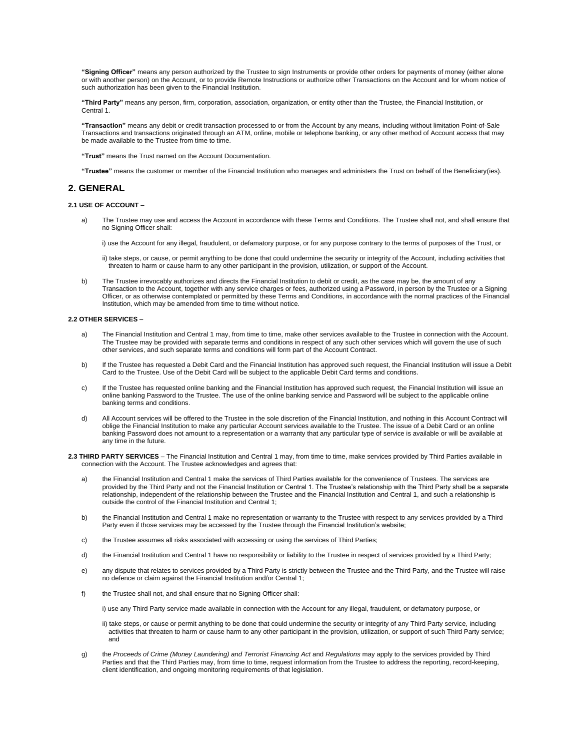**"Signing Officer"** means any person authorized by the Trustee to sign Instruments or provide other orders for payments of money (either alone or with another person) on the Account, or to provide Remote Instructions or authorize other Transactions on the Account and for whom notice of such authorization has been given to the Financial Institution.

**"Third Party"** means any person, firm, corporation, association, organization, or entity other than the Trustee, the Financial Institution, or Central 1.

**"Transaction"** means any debit or credit transaction processed to or from the Account by any means, including without limitation Point-of-Sale Transactions and transactions originated through an ATM, online, mobile or telephone banking, or any other method of Account access that may be made available to the Trustee from time to time.

**"Trust"** means the Trust named on the Account Documentation.

**"Trustee"** means the customer or member of the Financial Institution who manages and administers the Trust on behalf of the Beneficiary(ies).

## 2. GENERAL

**2.1 USE OF ACCOUNT** –

a) The Trustee may use and access the Account in accordance with these Terms and Conditions. The Trustee shall not, and shall ensure that no Signing Officer shall:

   i) use the Account for any illegal, fraudulent, or defamatory purpose, or for any purpose contrary to the terms of purposes of the Trust, or

   ii) take steps, or cause, or permit anything to be done that could undermine the security or integrity of the Account, including activities that threaten to harm or cause harm to any other participant in the provision, utilization, or support of the Account.

b) The Trustee irrevocably authorizes and directs the Financial Institution to debit or credit, as the case may be, the amount of any Transaction to the Account, together with any service charges or fees, authorized using a Password, in person by the Trustee or a Signing Officer, or as otherwise contemplated or permitted by these Terms and Conditions, in accordance with the normal practices of the Financial Institution, which may be amended from time to time without notice.

**2.2 OTHER SERVICES** –

a) The Financial Institution and Central 1 may, from time to time, make other services available to the Trustee in connection with the Account. The Trustee may be provided with separate terms and conditions in respect of any such other services which will govern the use of such other services, and such separate terms and conditions will form part of the Account Contract.

b) If the Trustee has requested a Debit Card and the Financial Institution has approved such request, the Financial Institution will issue a Debit Card to the Trustee. Use of the Debit Card will be subject to the applicable Debit Card terms and conditions.

c) If the Trustee has requested online banking and the Financial Institution has approved such request, the Financial Institution will issue an online banking Password to the Trustee. The use of the online banking service and Password will be subject to the applicable online banking terms and conditions.

d) All Account services will be offered to the Trustee in the sole discretion of the Financial Institution, and nothing in this Account Contract will oblige the Financial Institution to make any particular Account services available to the Trustee. The issue of a Debit Card or an online banking Password does not amount to a representation or a warranty that any particular type of service is available or will be available at any time in the future.

**2.3 THIRD PARTY SERVICES** – The Financial Institution and Central 1 may, from time to time, make services provided by Third Parties available in connection with the Account. The Trustee acknowledges and agrees that:

a) the Financial Institution and Central 1 make the services of Third Parties available for the convenience of Trustees. The services are provided by the Third Party and not the Financial Institution or Central 1. The Trustee's relationship with the Third Party shall be a separate relationship, independent of the relationship between the Trustee and the Financial Institution and Central 1, and such a relationship is outside the control of the Financial Institution and Central 1;

b) the Financial Institution and Central 1 make no representation or warranty to the Trustee with respect to any services provided by a Third Party even if those services may be accessed by the Trustee through the Financial Institution's website;

c) the Trustee assumes all risks associated with accessing or using the services of Third Parties;

d) the Financial Institution and Central 1 have no responsibility or liability to the Trustee in respect of services provided by a Third Party;

e) any dispute that relates to services provided by a Third Party is strictly between the Trustee and the Third Party, and the Trustee will raise no defence or claim against the Financial Institution and/or Central 1;

f) the Trustee shall not, and shall ensure that no Signing Officer shall:

   i) use any Third Party service made available in connection with the Account for any illegal, fraudulent, or defamatory purpose, or

   ii) take steps, or cause or permit anything to be done that could undermine the security or integrity of any Third Party service, including activities that threaten to harm or cause harm to any other participant in the provision, utilization, or support of such Third Party service; and

g) the *Proceeds of Crime (Money Laundering) and Terrorist Financing Act* and *Regulations* may apply to the services provided by Third Parties and that the Third Parties may, from time to time, request information from the Trustee to address the reporting, record-keeping, client identification, and ongoing monitoring requirements of that legislation.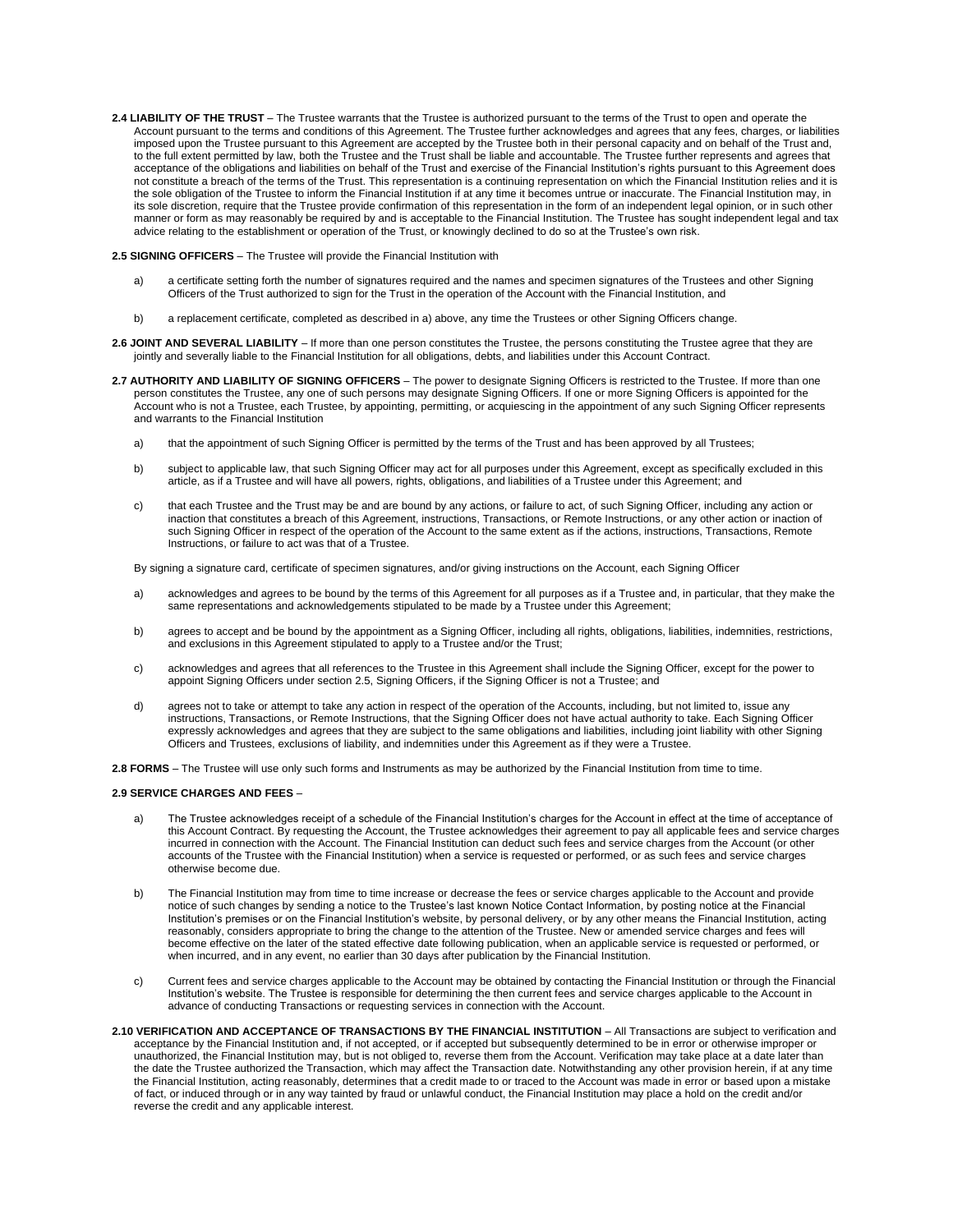**2.4 LIABILITY OF THE TRUST** – The Trustee warrants that the Trustee is authorized pursuant to the terms of the Trust to open and operate the Account pursuant to the terms and conditions of this Agreement. The Trustee further acknowledges and agrees that any fees, charges, or liabilities imposed upon the Trustee pursuant to this Agreement are accepted by the Trustee both in their personal capacity and on behalf of the Trust and, to the full extent permitted by law, both the Trustee and the Trust shall be liable and accountable. The Trustee further represents and agrees that acceptance of the obligations and liabilities on behalf of the Trust and exercise of the Financial Institution's rights pursuant to this Agreement does not constitute a breach of the terms of the Trust. This representation is a continuing representation on which the Financial Institution relies and it is the sole obligation of the Trustee to inform the Financial Institution if at any time it becomes untrue or inaccurate. The Financial Institution may, in its sole discretion, require that the Trustee provide confirmation of this representation in the form of an independent legal opinion, or in such other manner or form as may reasonably be required by and is acceptable to the Financial Institution. The Trustee has sought independent legal and tax advice relating to the establishment or operation of the Trust, or knowingly declined to do so at the Trustee's own risk.

**2.5 SIGNING OFFICERS** – The Trustee will provide the Financial Institution with

a) a certificate setting forth the number of signatures required and the names and specimen signatures of the Trustees and other Signing Officers of the Trust authorized to sign for the Trust in the operation of the Account with the Financial Institution, and

b) a replacement certificate, completed as described in a) above, any time the Trustees or other Signing Officers change.

**2.6 JOINT AND SEVERAL LIABILITY** – If more than one person constitutes the Trustee, the persons constituting the Trustee agree that they are jointly and severally liable to the Financial Institution for all obligations, debts, and liabilities under this Account Contract.

**2.7 AUTHORITY AND LIABILITY OF SIGNING OFFICERS** – The power to designate Signing Officers is restricted to the Trustee. If more than one person constitutes the Trustee, any one of such persons may designate Signing Officers. If one or more Signing Officers is appointed for the Account who is not a Trustee, each Trustee, by appointing, permitting, or acquiescing in the appointment of any such Signing Officer represents and warrants to the Financial Institution

a) that the appointment of such Signing Officer is permitted by the terms of the Trust and has been approved by all Trustees;

b) subject to applicable law, that such Signing Officer may act for all purposes under this Agreement, except as specifically excluded in this article, as if a Trustee and will have all powers, rights, obligations, and liabilities of a Trustee under this Agreement; and

c) that each Trustee and the Trust may be and are bound by any actions, or failure to act, of such Signing Officer, including any action or inaction that constitutes a breach of this Agreement, instructions, Transactions, or Remote Instructions, or any other action or inaction of such Signing Officer in respect of the operation of the Account to the same extent as if the actions, instructions, Transactions, Remote Instructions, or failure to act was that of a Trustee.

By signing a signature card, certificate of specimen signatures, and/or giving instructions on the Account, each Signing Officer

a) acknowledges and agrees to be bound by the terms of this Agreement for all purposes as if a Trustee and, in particular, that they make the same representations and acknowledgements stipulated to be made by a Trustee under this Agreement;

b) agrees to accept and be bound by the appointment as a Signing Officer, including all rights, obligations, liabilities, indemnities, restrictions, and exclusions in this Agreement stipulated to apply to a Trustee and/or the Trust;

c) acknowledges and agrees that all references to the Trustee in this Agreement shall include the Signing Officer, except for the power to appoint Signing Officers under section 2.5, Signing Officers, if the Signing Officer is not a Trustee; and

d) agrees not to take or attempt to take any action in respect of the operation of the Accounts, including, but not limited to, issue any instructions, Transactions, or Remote Instructions, that the Signing Officer does not have actual authority to take. Each Signing Officer expressly acknowledges and agrees that they are subject to the same obligations and liabilities, including joint liability with other Signing Officers and Trustees, exclusions of liability, and indemnities under this Agreement as if they were a Trustee.

**2.8 FORMS** – The Trustee will use only such forms and Instruments as may be authorized by the Financial Institution from time to time.

**2.9 SERVICE CHARGES AND FEES** –

a) The Trustee acknowledges receipt of a schedule of the Financial Institution's charges for the Account in effect at the time of acceptance of this Account Contract. By requesting the Account, the Trustee acknowledges their agreement to pay all applicable fees and service charges incurred in connection with the Account. The Financial Institution can deduct such fees and service charges from the Account (or other accounts of the Trustee with the Financial Institution) when a service is requested or performed, or as such fees and service charges otherwise become due.

b) The Financial Institution may from time to time increase or decrease the fees or service charges applicable to the Account and provide notice of such changes by sending a notice to the Trustee's last known Notice Contact Information, by posting notice at the Financial Institution's premises or on the Financial Institution's website, by personal delivery, or by any other means the Financial Institution, acting reasonably, considers appropriate to bring the change to the attention of the Trustee. New or amended service charges and fees will become effective on the later of the stated effective date following publication, when an applicable service is requested or performed, or when incurred, and in any event, no earlier than 30 days after publication by the Financial Institution.

c) Current fees and service charges applicable to the Account may be obtained by contacting the Financial Institution or through the Financial Institution's website. The Trustee is responsible for determining the then current fees and service charges applicable to the Account in advance of conducting Transactions or requesting services in connection with the Account.

**2.10 VERIFICATION AND ACCEPTANCE OF TRANSACTIONS BY THE FINANCIAL INSTITUTION** – All Transactions are subject to verification and acceptance by the Financial Institution and, if not accepted, or if accepted but subsequently determined to be in error or otherwise improper or unauthorized, the Financial Institution may, but is not obliged to, reverse them from the Account. Verification may take place at a date later than the date the Trustee authorized the Transaction, which may affect the Transaction date. Notwithstanding any other provision herein, if at any time the Financial Institution, acting reasonably, determines that a credit made to or traced to the Account was made in error or based upon a mistake of fact, or induced through or in any way tainted by fraud or unlawful conduct, the Financial Institution may place a hold on the credit and/or reverse the credit and any applicable interest.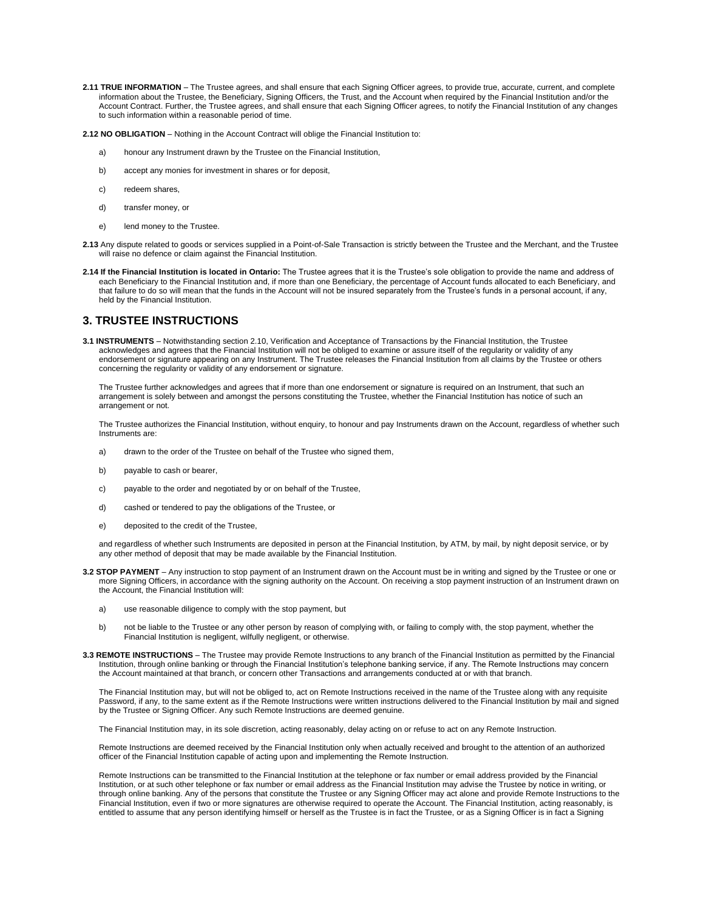**2.11 TRUE INFORMATION** – The Trustee agrees, and shall ensure that each Signing Officer agrees, to provide true, accurate, current, and complete information about the Trustee, the Beneficiary, Signing Officers, the Trust, and the Account when required by the Financial Institution and/or the Account Contract. Further, the Trustee agrees, and shall ensure that each Signing Officer agrees, to notify the Financial Institution of any changes to such information within a reasonable period of time.

**2.12 NO OBLIGATION** – Nothing in the Account Contract will oblige the Financial Institution to:

a) honour any Instrument drawn by the Trustee on the Financial Institution,

b) accept any monies for investment in shares or for deposit,

c) redeem shares,

d) transfer money, or

e) lend money to the Trustee.

**2.13** Any dispute related to goods or services supplied in a Point-of-Sale Transaction is strictly between the Trustee and the Merchant, and the Trustee will raise no defence or claim against the Financial Institution.

**2.14 If the Financial Institution is located in Ontario:** The Trustee agrees that it is the Trustee's sole obligation to provide the name and address of each Beneficiary to the Financial Institution and, if more than one Beneficiary, the percentage of Account funds allocated to each Beneficiary, and that failure to do so will mean that the funds in the Account will not be insured separately from the Trustee's funds in a personal account, if any, held by the Financial Institution.

## 3. TRUSTEE INSTRUCTIONS

**3.1 INSTRUMENTS** – Notwithstanding section 2.10, Verification and Acceptance of Transactions by the Financial Institution, the Trustee acknowledges and agrees that the Financial Institution will not be obliged to examine or assure itself of the regularity or validity of any endorsement or signature appearing on any Instrument. The Trustee releases the Financial Institution from all claims by the Trustee or others concerning the regularity or validity of any endorsement or signature.

The Trustee further acknowledges and agrees that if more than one endorsement or signature is required on an Instrument, that such an arrangement is solely between and amongst the persons constituting the Trustee, whether the Financial Institution has notice of such an arrangement or not.

The Trustee authorizes the Financial Institution, without enquiry, to honour and pay Instruments drawn on the Account, regardless of whether such Instruments are:

a) drawn to the order of the Trustee on behalf of the Trustee who signed them,

b) payable to cash or bearer,

c) payable to the order and negotiated by or on behalf of the Trustee,

d) cashed or tendered to pay the obligations of the Trustee, or

e) deposited to the credit of the Trustee,

and regardless of whether such Instruments are deposited in person at the Financial Institution, by ATM, by mail, by night deposit service, or by any other method of deposit that may be made available by the Financial Institution.

**3.2 STOP PAYMENT** – Any instruction to stop payment of an Instrument drawn on the Account must be in writing and signed by the Trustee or one or more Signing Officers, in accordance with the signing authority on the Account. On receiving a stop payment instruction of an Instrument drawn on the Account, the Financial Institution will:

a) use reasonable diligence to comply with the stop payment, but

b) not be liable to the Trustee or any other person by reason of complying with, or failing to comply with, the stop payment, whether the Financial Institution is negligent, wilfully negligent, or otherwise.

**3.3 REMOTE INSTRUCTIONS** – The Trustee may provide Remote Instructions to any branch of the Financial Institution as permitted by the Financial Institution, through online banking or through the Financial Institution's telephone banking service, if any. The Remote Instructions may concern the Account maintained at that branch, or concern other Transactions and arrangements conducted at or with that branch.

The Financial Institution may, but will not be obliged to, act on Remote Instructions received in the name of the Trustee along with any requisite Password, if any, to the same extent as if the Remote Instructions were written instructions delivered to the Financial Institution by mail and signed by the Trustee or Signing Officer. Any such Remote Instructions are deemed genuine.

The Financial Institution may, in its sole discretion, acting reasonably, delay acting on or refuse to act on any Remote Instruction.

Remote Instructions are deemed received by the Financial Institution only when actually received and brought to the attention of an authorized officer of the Financial Institution capable of acting upon and implementing the Remote Instruction.

Remote Instructions can be transmitted to the Financial Institution at the telephone or fax number or email address provided by the Financial Institution, or at such other telephone or fax number or email address as the Financial Institution may advise the Trustee by notice in writing, or through online banking. Any of the persons that constitute the Trustee or any Signing Officer may act alone and provide Remote Instructions to the Financial Institution, even if two or more signatures are otherwise required to operate the Account. The Financial Institution, acting reasonably, is entitled to assume that any person identifying himself or herself as the Trustee is in fact the Trustee, or as a Signing Officer is in fact a Signing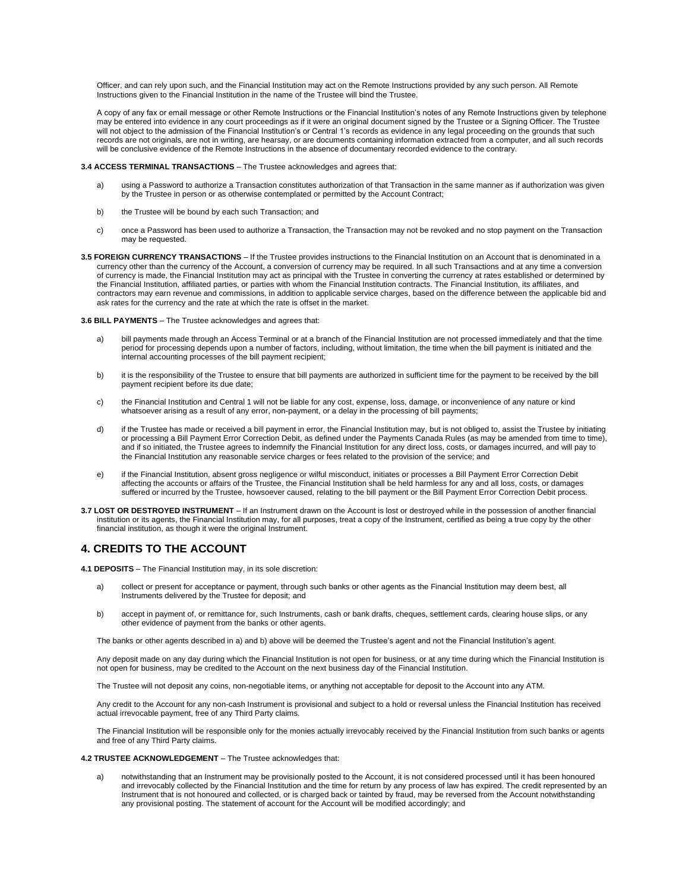Officer, and can rely upon such, and the Financial Institution may act on the Remote Instructions provided by any such person. All Remote Instructions given to the Financial Institution in the name of the Trustee will bind the Trustee.

A copy of any fax or email message or other Remote Instructions or the Financial Institution's notes of any Remote Instructions given by telephone may be entered into evidence in any court proceedings as if it were an original document signed by the Trustee or a Signing Officer. The Trustee will not object to the admission of the Financial Institution's or Central 1's records as evidence in any legal proceeding on the grounds that such records are not originals, are not in writing, are hearsay, or are documents containing information extracted from a computer, and all such records will be conclusive evidence of the Remote Instructions in the absence of documentary recorded evidence to the contrary.

**3.4 ACCESS TERMINAL TRANSACTIONS** – The Trustee acknowledges and agrees that:

a) using a Password to authorize a Transaction constitutes authorization of that Transaction in the same manner as if authorization was given by the Trustee in person or as otherwise contemplated or permitted by the Account Contract;

b) the Trustee will be bound by each such Transaction; and

c) once a Password has been used to authorize a Transaction, the Transaction may not be revoked and no stop payment on the Transaction may be requested.

**3.5 FOREIGN CURRENCY TRANSACTIONS** – If the Trustee provides instructions to the Financial Institution on an Account that is denominated in a currency other than the currency of the Account, a conversion of currency may be required. In all such Transactions and at any time a conversion of currency is made, the Financial Institution may act as principal with the Trustee in converting the currency at rates established or determined by the Financial Institution, affiliated parties, or parties with whom the Financial Institution contracts. The Financial Institution, its affiliates, and contractors may earn revenue and commissions, in addition to applicable service charges, based on the difference between the applicable bid and ask rates for the currency and the rate at which the rate is offset in the market.

**3.6 BILL PAYMENTS** – The Trustee acknowledges and agrees that:

a) bill payments made through an Access Terminal or at a branch of the Financial Institution are not processed immediately and that the time period for processing depends upon a number of factors, including, without limitation, the time when the bill payment is initiated and the internal accounting processes of the bill payment recipient;

b) it is the responsibility of the Trustee to ensure that bill payments are authorized in sufficient time for the payment to be received by the bill payment recipient before its due date;

c) the Financial Institution and Central 1 will not be liable for any cost, expense, loss, damage, or inconvenience of any nature or kind whatsoever arising as a result of any error, non-payment, or a delay in the processing of bill payments;

d) if the Trustee has made or received a bill payment in error, the Financial Institution may, but is not obliged to, assist the Trustee by initiating or processing a Bill Payment Error Correction Debit, as defined under the Payments Canada Rules (as may be amended from time to time), and if so initiated, the Trustee agrees to indemnify the Financial Institution for any direct loss, costs, or damages incurred, and will pay to the Financial Institution any reasonable service charges or fees related to the provision of the service; and

e) if the Financial Institution, absent gross negligence or wilful misconduct, initiates or processes a Bill Payment Error Correction Debit affecting the accounts or affairs of the Trustee, the Financial Institution shall be held harmless for any and all loss, costs, or damages suffered or incurred by the Trustee, howsoever caused, relating to the bill payment or the Bill Payment Error Correction Debit process.

**3.7 LOST OR DESTROYED INSTRUMENT** – If an Instrument drawn on the Account is lost or destroyed while in the possession of another financial institution or its agents, the Financial Institution may, for all purposes, treat a copy of the Instrument, certified as being a true copy by the other financial institution, as though it were the original Instrument.

## 4. CREDITS TO THE ACCOUNT

**4.1 DEPOSITS** – The Financial Institution may, in its sole discretion:

a) collect or present for acceptance or payment, through such banks or other agents as the Financial Institution may deem best, all Instruments delivered by the Trustee for deposit; and

b) accept in payment of, or remittance for, such Instruments, cash or bank drafts, cheques, settlement cards, clearing house slips, or any other evidence of payment from the banks or other agents.

The banks or other agents described in a) and b) above will be deemed the Trustee's agent and not the Financial Institution's agent.

Any deposit made on any day during which the Financial Institution is not open for business, or at any time during which the Financial Institution is not open for business, may be credited to the Account on the next business day of the Financial Institution.

The Trustee will not deposit any coins, non-negotiable items, or anything not acceptable for deposit to the Account into any ATM.

Any credit to the Account for any non-cash Instrument is provisional and subject to a hold or reversal unless the Financial Institution has received actual irrevocable payment, free of any Third Party claims.

The Financial Institution will be responsible only for the monies actually irrevocably received by the Financial Institution from such banks or agents and free of any Third Party claims.

**4.2 TRUSTEE ACKNOWLEDGEMENT** – The Trustee acknowledges that:

a) notwithstanding that an Instrument may be provisionally posted to the Account, it is not considered processed until it has been honoured and irrevocably collected by the Financial Institution and the time for return by any process of law has expired. The credit represented by an Instrument that is not honoured and collected, or is charged back or tainted by fraud, may be reversed from the Account notwithstanding any provisional posting. The statement of account for the Account will be modified accordingly; and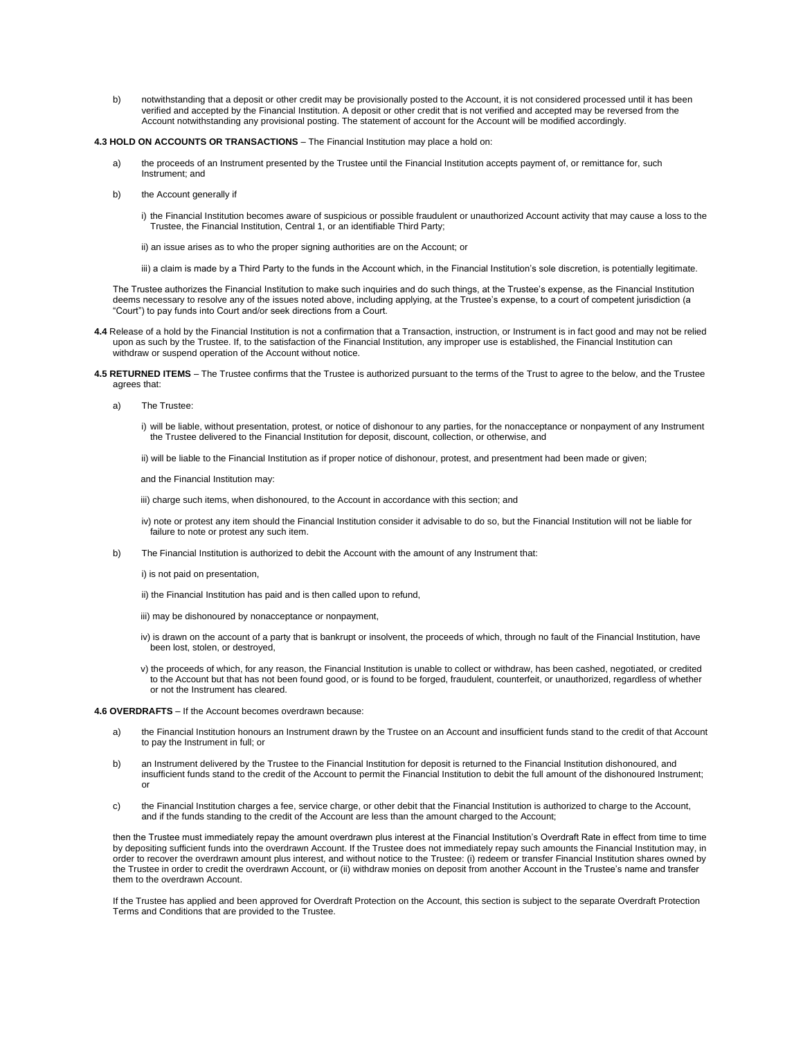b) notwithstanding that a deposit or other credit may be provisionally posted to the Account, it is not considered processed until it has been verified and accepted by the Financial Institution. A deposit or other credit that is not verified and accepted may be reversed from the Account notwithstanding any provisional posting. The statement of account for the Account will be modified accordingly.

**4.3 HOLD ON ACCOUNTS OR TRANSACTIONS** – The Financial Institution may place a hold on:

a) the proceeds of an Instrument presented by the Trustee until the Financial Institution accepts payment of, or remittance for, such Instrument; and

b) the Account generally if

   i) the Financial Institution becomes aware of suspicious or possible fraudulent or unauthorized Account activity that may cause a loss to the Trustee, the Financial Institution, Central 1, or an identifiable Third Party;

   ii) an issue arises as to who the proper signing authorities are on the Account; or

   iii) a claim is made by a Third Party to the funds in the Account which, in the Financial Institution's sole discretion, is potentially legitimate.

The Trustee authorizes the Financial Institution to make such inquiries and do such things, at the Trustee's expense, as the Financial Institution deems necessary to resolve any of the issues noted above, including applying, at the Trustee's expense, to a court of competent jurisdiction (a "Court") to pay funds into Court and/or seek directions from a Court.

**4.4** Release of a hold by the Financial Institution is not a confirmation that a Transaction, instruction, or Instrument is in fact good and may not be relied upon as such by the Trustee. If, to the satisfaction of the Financial Institution, any improper use is established, the Financial Institution can withdraw or suspend operation of the Account without notice.

**4.5 RETURNED ITEMS** – The Trustee confirms that the Trustee is authorized pursuant to the terms of the Trust to agree to the below, and the Trustee agrees that:

a) The Trustee:

   i) will be liable, without presentation, protest, or notice of dishonour to any parties, for the nonacceptance or nonpayment of any Instrument the Trustee delivered to the Financial Institution for deposit, discount, collection, or otherwise, and

   ii) will be liable to the Financial Institution as if proper notice of dishonour, protest, and presentment had been made or given;

   and the Financial Institution may:

   iii) charge such items, when dishonoured, to the Account in accordance with this section; and

   iv) note or protest any item should the Financial Institution consider it advisable to do so, but the Financial Institution will not be liable for failure to note or protest any such item.

b) The Financial Institution is authorized to debit the Account with the amount of any Instrument that:

   i) is not paid on presentation,

   ii) the Financial Institution has paid and is then called upon to refund,

   iii) may be dishonoured by nonacceptance or nonpayment,

   iv) is drawn on the account of a party that is bankrupt or insolvent, the proceeds of which, through no fault of the Financial Institution, have been lost, stolen, or destroyed,

   v) the proceeds of which, for any reason, the Financial Institution is unable to collect or withdraw, has been cashed, negotiated, or credited to the Account but that has not been found good, or is found to be forged, fraudulent, counterfeit, or unauthorized, regardless of whether or not the Instrument has cleared.

**4.6 OVERDRAFTS** – If the Account becomes overdrawn because:

a) the Financial Institution honours an Instrument drawn by the Trustee on an Account and insufficient funds stand to the credit of that Account to pay the Instrument in full; or

b) an Instrument delivered by the Trustee to the Financial Institution for deposit is returned to the Financial Institution dishonoured, and insufficient funds stand to the credit of the Account to permit the Financial Institution to debit the full amount of the dishonoured Instrument; or

c) the Financial Institution charges a fee, service charge, or other debit that the Financial Institution is authorized to charge to the Account, and if the funds standing to the credit of the Account are less than the amount charged to the Account;

then the Trustee must immediately repay the amount overdrawn plus interest at the Financial Institution's Overdraft Rate in effect from time to time by depositing sufficient funds into the overdrawn Account. If the Trustee does not immediately repay such amounts the Financial Institution may, in order to recover the overdrawn amount plus interest, and without notice to the Trustee: (i) redeem or transfer Financial Institution shares owned by the Trustee in order to credit the overdrawn Account, or (ii) withdraw monies on deposit from another Account in the Trustee's name and transfer them to the overdrawn Account.

If the Trustee has applied and been approved for Overdraft Protection on the Account, this section is subject to the separate Overdraft Protection Terms and Conditions that are provided to the Trustee.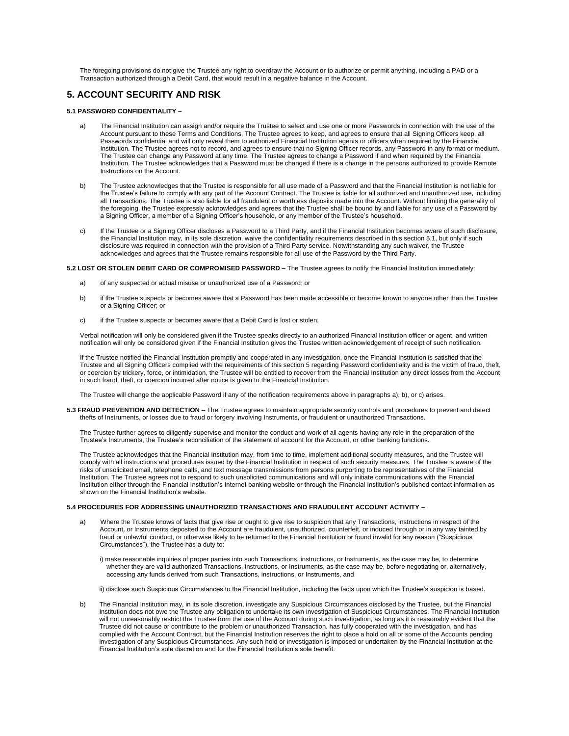The foregoing provisions do not give the Trustee any right to overdraw the Account or to authorize or permit anything, including a PAD or a Transaction authorized through a Debit Card, that would result in a negative balance in the Account.

## 5. ACCOUNT SECURITY AND RISK

**5.1 PASSWORD CONFIDENTIALITY** –

a) The Financial Institution can assign and/or require the Trustee to select and use one or more Passwords in connection with the use of the Account pursuant to these Terms and Conditions. The Trustee agrees to keep, and agrees to ensure that all Signing Officers keep, all Passwords confidential and will only reveal them to authorized Financial Institution agents or officers when required by the Financial Institution. The Trustee agrees not to record, and agrees to ensure that no Signing Officer records, any Password in any format or medium. The Trustee can change any Password at any time. The Trustee agrees to change a Password if and when required by the Financial Institution. The Trustee acknowledges that a Password must be changed if there is a change in the persons authorized to provide Remote Instructions on the Account.

b) The Trustee acknowledges that the Trustee is responsible for all use made of a Password and that the Financial Institution is not liable for the Trustee's failure to comply with any part of the Account Contract. The Trustee is liable for all authorized and unauthorized use, including all Transactions. The Trustee is also liable for all fraudulent or worthless deposits made into the Account. Without limiting the generality of the foregoing, the Trustee expressly acknowledges and agrees that the Trustee shall be bound by and liable for any use of a Password by a Signing Officer, a member of a Signing Officer's household, or any member of the Trustee's household.

c) If the Trustee or a Signing Officer discloses a Password to a Third Party, and if the Financial Institution becomes aware of such disclosure, the Financial Institution may, in its sole discretion, waive the confidentiality requirements described in this section 5.1, but only if such disclosure was required in connection with the provision of a Third Party service. Notwithstanding any such waiver, the Trustee acknowledges and agrees that the Trustee remains responsible for all use of the Password by the Third Party.

**5.2 LOST OR STOLEN DEBIT CARD OR COMPROMISED PASSWORD** – The Trustee agrees to notify the Financial Institution immediately:

a) of any suspected or actual misuse or unauthorized use of a Password; or

b) if the Trustee suspects or becomes aware that a Password has been made accessible or become known to anyone other than the Trustee or a Signing Officer; or

c) if the Trustee suspects or becomes aware that a Debit Card is lost or stolen.

Verbal notification will only be considered given if the Trustee speaks directly to an authorized Financial Institution officer or agent, and written notification will only be considered given if the Financial Institution gives the Trustee written acknowledgement of receipt of such notification.

If the Trustee notified the Financial Institution promptly and cooperated in any investigation, once the Financial Institution is satisfied that the Trustee and all Signing Officers complied with the requirements of this section 5 regarding Password confidentiality and is the victim of fraud, theft, or coercion by trickery, force, or intimidation, the Trustee will be entitled to recover from the Financial Institution any direct losses from the Account in such fraud, theft, or coercion incurred after notice is given to the Financial Institution.

The Trustee will change the applicable Password if any of the notification requirements above in paragraphs a), b), or c) arises.

**5.3 FRAUD PREVENTION AND DETECTION** – The Trustee agrees to maintain appropriate security controls and procedures to prevent and detect thefts of Instruments, or losses due to fraud or forgery involving Instruments, or fraudulent or unauthorized Transactions.

The Trustee further agrees to diligently supervise and monitor the conduct and work of all agents having any role in the preparation of the Trustee's Instruments, the Trustee's reconciliation of the statement of account for the Account, or other banking functions.

The Trustee acknowledges that the Financial Institution may, from time to time, implement additional security measures, and the Trustee will comply with all instructions and procedures issued by the Financial Institution in respect of such security measures. The Trustee is aware of the risks of unsolicited email, telephone calls, and text message transmissions from persons purporting to be representatives of the Financial Institution. The Trustee agrees not to respond to such unsolicited communications and will only initiate communications with the Financial Institution either through the Financial Institution's Internet banking website or through the Financial Institution's published contact information as shown on the Financial Institution's website.

**5.4 PROCEDURES FOR ADDRESSING UNAUTHORIZED TRANSACTIONS AND FRAUDULENT ACCOUNT ACTIVITY** –

a) Where the Trustee knows of facts that give rise or ought to give rise to suspicion that any Transactions, instructions in respect of the Account, or Instruments deposited to the Account are fraudulent, unauthorized, counterfeit, or induced through or in any way tainted by fraud or unlawful conduct, or otherwise likely to be returned to the Financial Institution or found invalid for any reason ("Suspicious Circumstances"), the Trustee has a duty to:

   i) make reasonable inquiries of proper parties into such Transactions, instructions, or Instruments, as the case may be, to determine whether they are valid authorized Transactions, instructions, or Instruments, as the case may be, before negotiating or, alternatively, accessing any funds derived from such Transactions, instructions, or Instruments, and

   ii) disclose such Suspicious Circumstances to the Financial Institution, including the facts upon which the Trustee's suspicion is based.

b) The Financial Institution may, in its sole discretion, investigate any Suspicious Circumstances disclosed by the Trustee, but the Financial Institution does not owe the Trustee any obligation to undertake its own investigation of Suspicious Circumstances. The Financial Institution will not unreasonably restrict the Trustee from the use of the Account during such investigation, as long as it is reasonably evident that the Trustee did not cause or contribute to the problem or unauthorized Transaction, has fully cooperated with the investigation, and has complied with the Account Contract, but the Financial Institution reserves the right to place a hold on all or some of the Accounts pending investigation of any Suspicious Circumstances. Any such hold or investigation is imposed or undertaken by the Financial Institution at the Financial Institution's sole discretion and for the Financial Institution's sole benefit.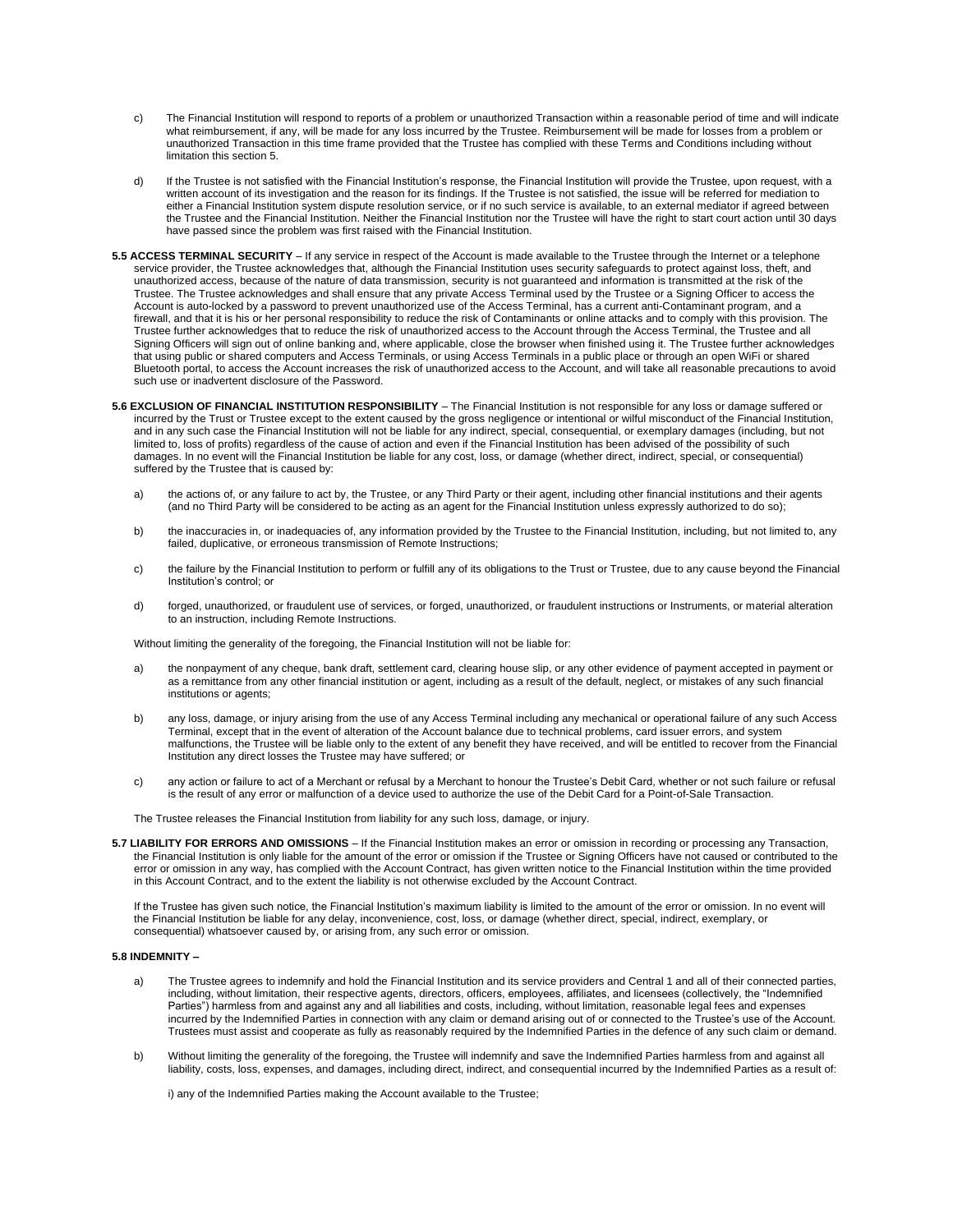c) The Financial Institution will respond to reports of a problem or unauthorized Transaction within a reasonable period of time and will indicate what reimbursement, if any, will be made for any loss incurred by the Trustee. Reimbursement will be made for losses from a problem or unauthorized Transaction in this time frame provided that the Trustee has complied with these Terms and Conditions including without limitation this section 5.

d) If the Trustee is not satisfied with the Financial Institution's response, the Financial Institution will provide the Trustee, upon request, with a written account of its investigation and the reason for its findings. If the Trustee is not satisfied, the issue will be referred for mediation to either a Financial Institution system dispute resolution service, or if no such service is available, to an external mediator if agreed between the Trustee and the Financial Institution. Neither the Financial Institution nor the Trustee will have the right to start court action until 30 days have passed since the problem was first raised with the Financial Institution.

**5.5 ACCESS TERMINAL SECURITY** – If any service in respect of the Account is made available to the Trustee through the Internet or a telephone service provider, the Trustee acknowledges that, although the Financial Institution uses security safeguards to protect against loss, theft, and unauthorized access, because of the nature of data transmission, security is not guaranteed and information is transmitted at the risk of the Trustee. The Trustee acknowledges and shall ensure that any private Access Terminal used by the Trustee or a Signing Officer to access the Account is auto-locked by a password to prevent unauthorized use of the Access Terminal, has a current anti-Contaminant program, and a firewall, and that it is his or her personal responsibility to reduce the risk of Contaminants or online attacks and to comply with this provision. The Trustee further acknowledges that to reduce the risk of unauthorized access to the Account through the Access Terminal, the Trustee and all Signing Officers will sign out of online banking and, where applicable, close the browser when finished using it. The Trustee further acknowledges that using public or shared computers and Access Terminals, or using Access Terminals in a public place or through an open WiFi or shared Bluetooth portal, to access the Account increases the risk of unauthorized access to the Account, and will take all reasonable precautions to avoid such use or inadvertent disclosure of the Password.

**5.6 EXCLUSION OF FINANCIAL INSTITUTION RESPONSIBILITY** – The Financial Institution is not responsible for any loss or damage suffered or incurred by the Trust or Trustee except to the extent caused by the gross negligence or intentional or wilful misconduct of the Financial Institution, and in any such case the Financial Institution will not be liable for any indirect, special, consequential, or exemplary damages (including, but not limited to, loss of profits) regardless of the cause of action and even if the Financial Institution has been advised of the possibility of such damages. In no event will the Financial Institution be liable for any cost, loss, or damage (whether direct, indirect, special, or consequential) suffered by the Trustee that is caused by:

a) the actions of, or any failure to act by, the Trustee, or any Third Party or their agent, including other financial institutions and their agents (and no Third Party will be considered to be acting as an agent for the Financial Institution unless expressly authorized to do so);

b) the inaccuracies in, or inadequacies of, any information provided by the Trustee to the Financial Institution, including, but not limited to, any failed, duplicative, or erroneous transmission of Remote Instructions;

c) the failure by the Financial Institution to perform or fulfill any of its obligations to the Trust or Trustee, due to any cause beyond the Financial Institution's control; or

d) forged, unauthorized, or fraudulent use of services, or forged, unauthorized, or fraudulent instructions or Instruments, or material alteration to an instruction, including Remote Instructions.

Without limiting the generality of the foregoing, the Financial Institution will not be liable for:

a) the nonpayment of any cheque, bank draft, settlement card, clearing house slip, or any other evidence of payment accepted in payment or as a remittance from any other financial institution or agent, including as a result of the default, neglect, or mistakes of any such financial institutions or agents;

b) any loss, damage, or injury arising from the use of any Access Terminal including any mechanical or operational failure of any such Access Terminal, except that in the event of alteration of the Account balance due to technical problems, card issuer errors, and system malfunctions, the Trustee will be liable only to the extent of any benefit they have received, and will be entitled to recover from the Financial Institution any direct losses the Trustee may have suffered; or

c) any action or failure to act of a Merchant or refusal by a Merchant to honour the Trustee's Debit Card, whether or not such failure or refusal is the result of any error or malfunction of a device used to authorize the use of the Debit Card for a Point-of-Sale Transaction.

The Trustee releases the Financial Institution from liability for any such loss, damage, or injury.

**5.7 LIABILITY FOR ERRORS AND OMISSIONS** – If the Financial Institution makes an error or omission in recording or processing any Transaction, the Financial Institution is only liable for the amount of the error or omission if the Trustee or Signing Officers have not caused or contributed to the error or omission in any way, has complied with the Account Contract, has given written notice to the Financial Institution within the time provided in this Account Contract, and to the extent the liability is not otherwise excluded by the Account Contract.

If the Trustee has given such notice, the Financial Institution's maximum liability is limited to the amount of the error or omission. In no event will the Financial Institution be liable for any delay, inconvenience, cost, loss, or damage (whether direct, special, indirect, exemplary, or consequential) whatsoever caused by, or arising from, any such error or omission.

**5.8 INDEMNITY –**

a) The Trustee agrees to indemnify and hold the Financial Institution and its service providers and Central 1 and all of their connected parties, including, without limitation, their respective agents, directors, officers, employees, affiliates, and licensees (collectively, the "Indemnified Parties") harmless from and against any and all liabilities and costs, including, without limitation, reasonable legal fees and expenses incurred by the Indemnified Parties in connection with any claim or demand arising out of or connected to the Trustee's use of the Account. Trustees must assist and cooperate as fully as reasonably required by the Indemnified Parties in the defence of any such claim or demand.

b) Without limiting the generality of the foregoing, the Trustee will indemnify and save the Indemnified Parties harmless from and against all liability, costs, loss, expenses, and damages, including direct, indirect, and consequential incurred by the Indemnified Parties as a result of:

i) any of the Indemnified Parties making the Account available to the Trustee;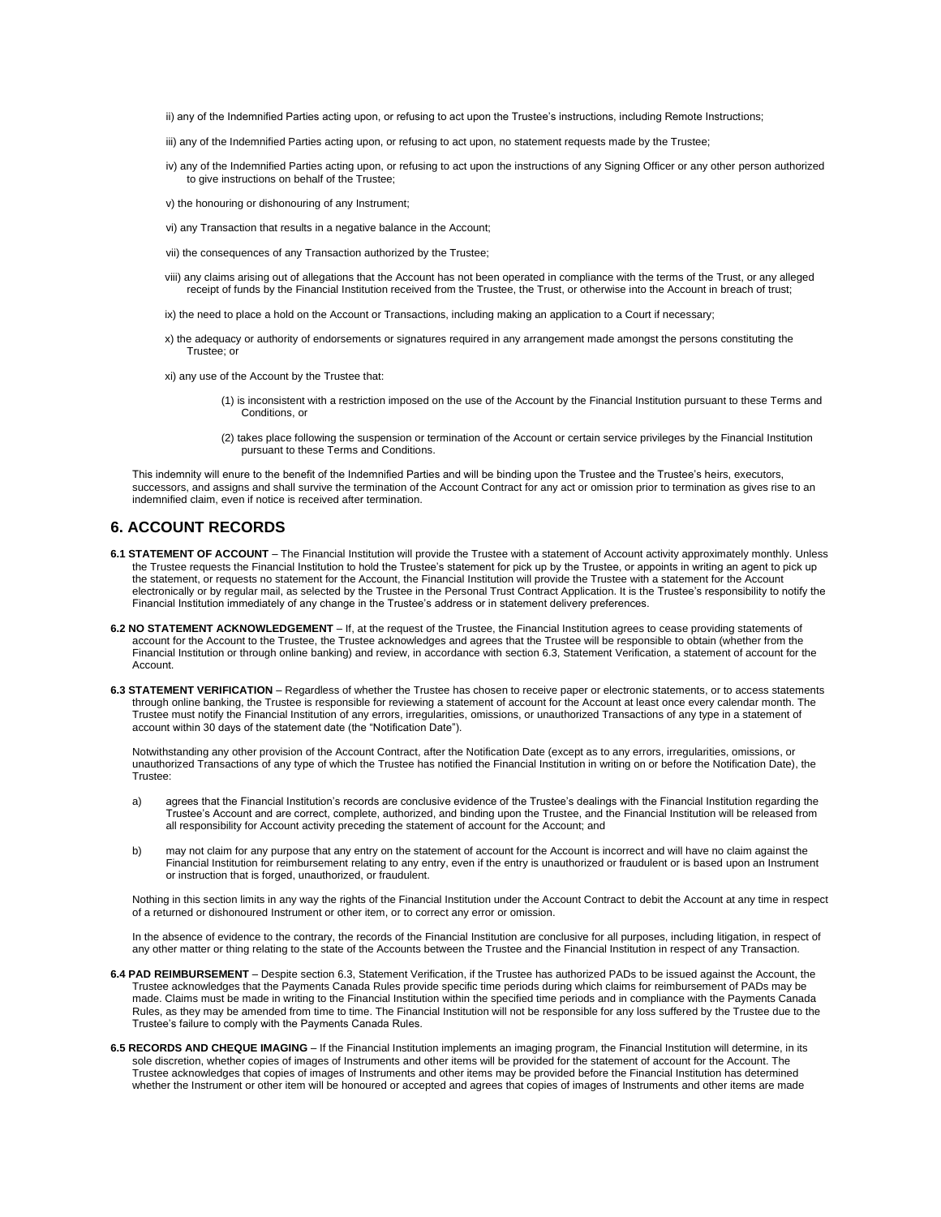ii) any of the Indemnified Parties acting upon, or refusing to act upon the Trustee's instructions, including Remote Instructions;

iii) any of the Indemnified Parties acting upon, or refusing to act upon, no statement requests made by the Trustee;

iv) any of the Indemnified Parties acting upon, or refusing to act upon the instructions of any Signing Officer or any other person authorized to give instructions on behalf of the Trustee;

v) the honouring or dishonouring of any Instrument;

vi) any Transaction that results in a negative balance in the Account;

vii) the consequences of any Transaction authorized by the Trustee;

viii) any claims arising out of allegations that the Account has not been operated in compliance with the terms of the Trust, or any alleged receipt of funds by the Financial Institution received from the Trustee, the Trust, or otherwise into the Account in breach of trust;

ix) the need to place a hold on the Account or Transactions, including making an application to a Court if necessary;

x) the adequacy or authority of endorsements or signatures required in any arrangement made amongst the persons constituting the Trustee; or

xi) any use of the Account by the Trustee that:

(1) is inconsistent with a restriction imposed on the use of the Account by the Financial Institution pursuant to these Terms and Conditions, or

(2) takes place following the suspension or termination of the Account or certain service privileges by the Financial Institution pursuant to these Terms and Conditions.

This indemnity will enure to the benefit of the Indemnified Parties and will be binding upon the Trustee and the Trustee's heirs, executors, successors, and assigns and shall survive the termination of the Account Contract for any act or omission prior to termination as gives rise to an indemnified claim, even if notice is received after termination.

## 6. ACCOUNT RECORDS

**6.1 STATEMENT OF ACCOUNT** – The Financial Institution will provide the Trustee with a statement of Account activity approximately monthly. Unless the Trustee requests the Financial Institution to hold the Trustee's statement for pick up by the Trustee, or appoints in writing an agent to pick up the statement, or requests no statement for the Account, the Financial Institution will provide the Trustee with a statement for the Account electronically or by regular mail, as selected by the Trustee in the Personal Trust Contract Application. It is the Trustee's responsibility to notify the Financial Institution immediately of any change in the Trustee's address or in statement delivery preferences.

**6.2 NO STATEMENT ACKNOWLEDGEMENT** – If, at the request of the Trustee, the Financial Institution agrees to cease providing statements of account for the Account to the Trustee, the Trustee acknowledges and agrees that the Trustee will be responsible to obtain (whether from the Financial Institution or through online banking) and review, in accordance with section 6.3, Statement Verification, a statement of account for the Account.

**6.3 STATEMENT VERIFICATION** – Regardless of whether the Trustee has chosen to receive paper or electronic statements, or to access statements through online banking, the Trustee is responsible for reviewing a statement of account for the Account at least once every calendar month. The Trustee must notify the Financial Institution of any errors, irregularities, omissions, or unauthorized Transactions of any type in a statement of account within 30 days of the statement date (the "Notification Date").

Notwithstanding any other provision of the Account Contract, after the Notification Date (except as to any errors, irregularities, omissions, or unauthorized Transactions of any type of which the Trustee has notified the Financial Institution in writing on or before the Notification Date), the Trustee:

a) agrees that the Financial Institution's records are conclusive evidence of the Trustee's dealings with the Financial Institution regarding the Trustee's Account and are correct, complete, authorized, and binding upon the Trustee, and the Financial Institution will be released from all responsibility for Account activity preceding the statement of account for the Account; and

b) may not claim for any purpose that any entry on the statement of account for the Account is incorrect and will have no claim against the Financial Institution for reimbursement relating to any entry, even if the entry is unauthorized or fraudulent or is based upon an Instrument or instruction that is forged, unauthorized, or fraudulent.

Nothing in this section limits in any way the rights of the Financial Institution under the Account Contract to debit the Account at any time in respect of a returned or dishonoured Instrument or other item, or to correct any error or omission.

In the absence of evidence to the contrary, the records of the Financial Institution are conclusive for all purposes, including litigation, in respect of any other matter or thing relating to the state of the Accounts between the Trustee and the Financial Institution in respect of any Transaction.

**6.4 PAD REIMBURSEMENT** – Despite section 6.3, Statement Verification, if the Trustee has authorized PADs to be issued against the Account, the Trustee acknowledges that the Payments Canada Rules provide specific time periods during which claims for reimbursement of PADs may be made. Claims must be made in writing to the Financial Institution within the specified time periods and in compliance with the Payments Canada Rules, as they may be amended from time to time. The Financial Institution will not be responsible for any loss suffered by the Trustee due to the Trustee's failure to comply with the Payments Canada Rules.

**6.5 RECORDS AND CHEQUE IMAGING** – If the Financial Institution implements an imaging program, the Financial Institution will determine, in its sole discretion, whether copies of images of Instruments and other items will be provided for the statement of account for the Account. The Trustee acknowledges that copies of images of Instruments and other items may be provided before the Financial Institution has determined whether the Instrument or other item will be honoured or accepted and agrees that copies of images of Instruments and other items are made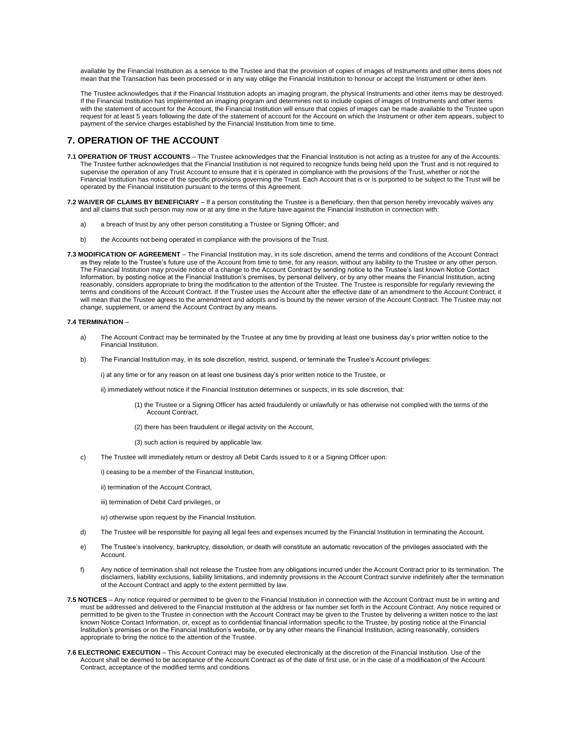available by the Financial Institution as a service to the Trustee and that the provision of copies of images of Instruments and other items does not mean that the Transaction has been processed or in any way oblige the Financial Institution to honour or accept the Instrument or other item.

The Trustee acknowledges that if the Financial Institution adopts an imaging program, the physical Instruments and other items may be destroyed. If the Financial Institution has implemented an imaging program and determines not to include copies of images of Instruments and other items with the statement of account for the Account, the Financial Institution will ensure that copies of images can be made available to the Trustee upon request for at least 5 years following the date of the statement of account for the Account on which the Instrument or other item appears, subject to payment of the service charges established by the Financial Institution from time to time.

## 7. OPERATION OF THE ACCOUNT

**7.1 OPERATION OF TRUST ACCOUNTS** – The Trustee acknowledges that the Financial Institution is not acting as a trustee for any of the Accounts. The Trustee further acknowledges that the Financial Institution is not required to recognize funds being held upon the Trust and is not required to supervise the operation of any Trust Account to ensure that it is operated in compliance with the provisions of the Trust, whether or not the Financial Institution has notice of the specific provisions governing the Trust. Each Account that is or is purported to be subject to the Trust will be operated by the Financial Institution pursuant to the terms of this Agreement.

**7.2 WAIVER OF CLAIMS BY BENEFICIARY** – If a person constituting the Trustee is a Beneficiary, then that person hereby irrevocably waives any and all claims that such person may now or at any time in the future have against the Financial Institution in connection with:

a) a breach of trust by any other person constituting a Trustee or Signing Officer; and

b) the Accounts not being operated in compliance with the provisions of the Trust.

**7.3 MODIFICATION OF AGREEMENT** – The Financial Institution may, in its sole discretion, amend the terms and conditions of the Account Contract as they relate to the Trustee's future use of the Account from time to time, for any reason, without any liability to the Trustee or any other person. The Financial Institution may provide notice of a change to the Account Contract by sending notice to the Trustee's last known Notice Contact Information, by posting notice at the Financial Institution's premises, by personal delivery, or by any other means the Financial Institution, acting reasonably, considers appropriate to bring the modification to the attention of the Trustee. The Trustee is responsible for regularly reviewing the terms and conditions of the Account Contract. If the Trustee uses the Account after the effective date of an amendment to the Account Contract, it will mean that the Trustee agrees to the amendment and adopts and is bound by the newer version of the Account Contract. The Trustee may not change, supplement, or amend the Account Contract by any means.

**7.4 TERMINATION** –

a) The Account Contract may be terminated by the Trustee at any time by providing at least one business day's prior written notice to the Financial Institution.

b) The Financial Institution may, in its sole discretion, restrict, suspend, or terminate the Trustee's Account privileges:

i) at any time or for any reason on at least one business day's prior written notice to the Trustee, or

ii) immediately without notice if the Financial Institution determines or suspects, in its sole discretion, that:

(1) the Trustee or a Signing Officer has acted fraudulently or unlawfully or has otherwise not complied with the terms of the Account Contract,

(2) there has been fraudulent or illegal activity on the Account,

(3) such action is required by applicable law.

c) The Trustee will immediately return or destroy all Debit Cards issued to it or a Signing Officer upon:

i) ceasing to be a member of the Financial Institution,

ii) termination of the Account Contract,

iii) termination of Debit Card privileges, or

iv) otherwise upon request by the Financial Institution.

d) The Trustee will be responsible for paying all legal fees and expenses incurred by the Financial Institution in terminating the Account.

e) The Trustee's insolvency, bankruptcy, dissolution, or death will constitute an automatic revocation of the privileges associated with the Account.

f) Any notice of termination shall not release the Trustee from any obligations incurred under the Account Contract prior to its termination. The disclaimers, liability exclusions, liability limitations, and indemnity provisions in the Account Contract survive indefinitely after the termination of the Account Contract and apply to the extent permitted by law.

**7.5 NOTICES** – Any notice required or permitted to be given to the Financial Institution in connection with the Account Contract must be in writing and must be addressed and delivered to the Financial Institution at the address or fax number set forth in the Account Contract. Any notice required or permitted to be given to the Trustee in connection with the Account Contract may be given to the Trustee by delivering a written notice to the last known Notice Contact Information, or, except as to confidential financial information specific to the Trustee, by posting notice at the Financial Institution's premises or on the Financial Institution's website, or by any other means the Financial Institution, acting reasonably, considers appropriate to bring the notice to the attention of the Trustee.

**7.6 ELECTRONIC EXECUTION** – This Account Contract may be executed electronically at the discretion of the Financial Institution. Use of the Account shall be deemed to be acceptance of the Account Contract as of the date of first use, or in the case of a modification of the Account Contract, acceptance of the modified terms and conditions.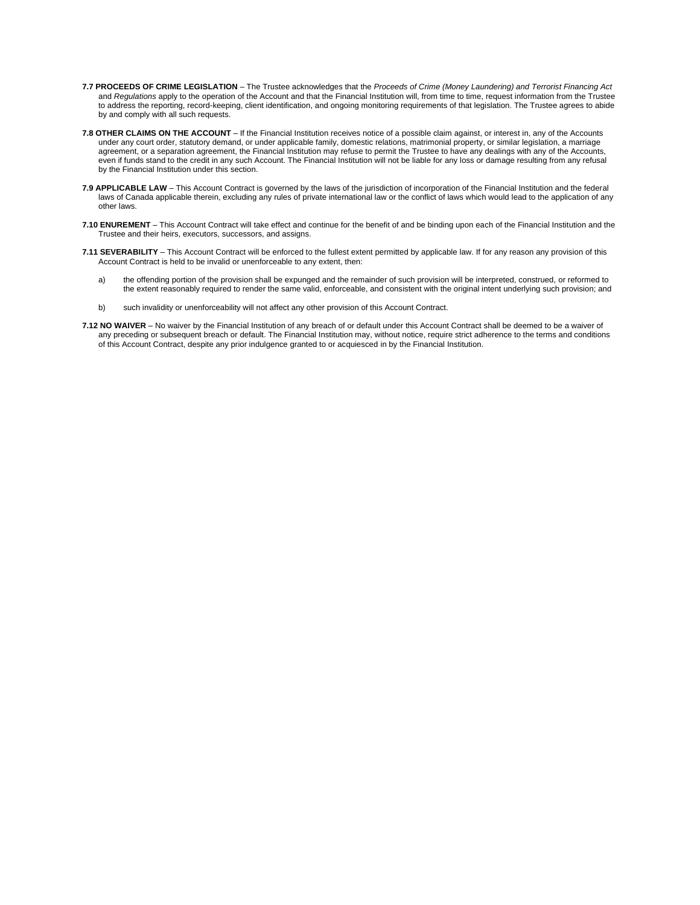**7.7 PROCEEDS OF CRIME LEGISLATION** – The Trustee acknowledges that the *Proceeds of Crime (Money Laundering) and Terrorist Financing Act* and *Regulations* apply to the operation of the Account and that the Financial Institution will, from time to time, request information from the Trustee to address the reporting, record-keeping, client identification, and ongoing monitoring requirements of that legislation. The Trustee agrees to abide by and comply with all such requests.

**7.8 OTHER CLAIMS ON THE ACCOUNT** – If the Financial Institution receives notice of a possible claim against, or interest in, any of the Accounts under any court order, statutory demand, or under applicable family, domestic relations, matrimonial property, or similar legislation, a marriage agreement, or a separation agreement, the Financial Institution may refuse to permit the Trustee to have any dealings with any of the Accounts, even if funds stand to the credit in any such Account. The Financial Institution will not be liable for any loss or damage resulting from any refusal by the Financial Institution under this section.

**7.9 APPLICABLE LAW** – This Account Contract is governed by the laws of the jurisdiction of incorporation of the Financial Institution and the federal laws of Canada applicable therein, excluding any rules of private international law or the conflict of laws which would lead to the application of any other laws.

**7.10 ENUREMENT** – This Account Contract will take effect and continue for the benefit of and be binding upon each of the Financial Institution and the Trustee and their heirs, executors, successors, and assigns.

**7.11 SEVERABILITY** – This Account Contract will be enforced to the fullest extent permitted by applicable law. If for any reason any provision of this Account Contract is held to be invalid or unenforceable to any extent, then:

a) the offending portion of the provision shall be expunged and the remainder of such provision will be interpreted, construed, or reformed to the extent reasonably required to render the same valid, enforceable, and consistent with the original intent underlying such provision; and

b) such invalidity or unenforceability will not affect any other provision of this Account Contract.

**7.12 NO WAIVER** – No waiver by the Financial Institution of any breach of or default under this Account Contract shall be deemed to be a waiver of any preceding or subsequent breach or default. The Financial Institution may, without notice, require strict adherence to the terms and conditions of this Account Contract, despite any prior indulgence granted to or acquiesced in by the Financial Institution.